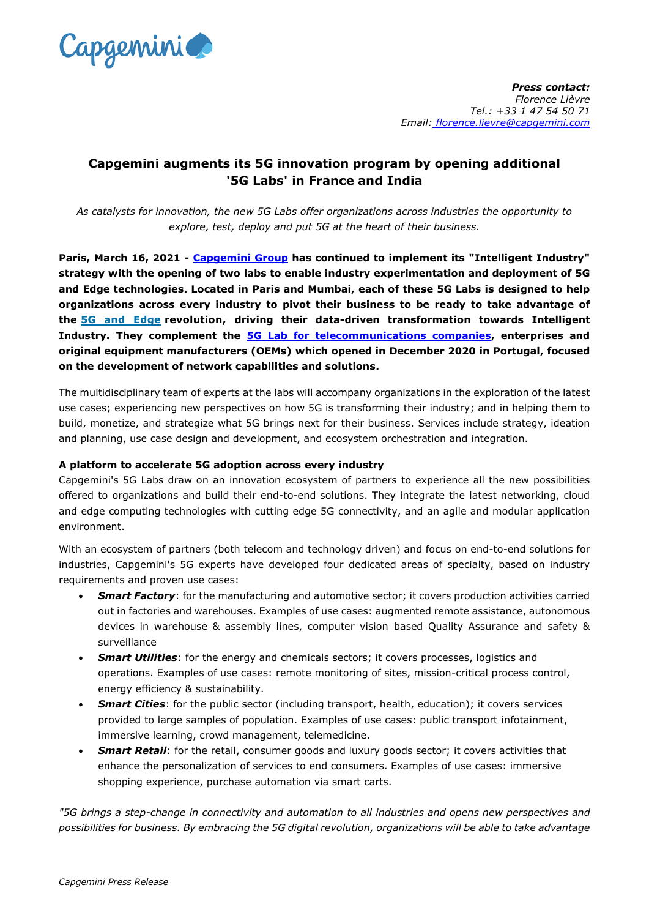**Press contact:**
*Florence Lièvre*
*Tel.: +33 1 47 54 50 71*
*Email: florence.lievre@capgemini.com*

# Capgemini augments its 5G innovation program by opening additional '5G Labs' in France and India

*As catalysts for innovation, the new 5G Labs offer organizations across industries the opportunity to explore, test, deploy and put 5G at the heart of their business.*

**Paris, March 16, 2021 - Capgemini Group has continued to implement its "Intelligent Industry" strategy with the opening of two labs to enable industry experimentation and deployment of 5G and Edge technologies. Located in Paris and Mumbai, each of these 5G Labs is designed to help organizations across every industry to pivot their business to be ready to take advantage of the 5G and Edge revolution, driving their data-driven transformation towards Intelligent Industry. They complement the 5G Lab for telecommunications companies, enterprises and original equipment manufacturers (OEMs) which opened in December 2020 in Portugal, focused on the development of network capabilities and solutions.**

The multidisciplinary team of experts at the labs will accompany organizations in the exploration of the latest use cases; experiencing new perspectives on how 5G is transforming their industry; and in helping them to build, monetize, and strategize what 5G brings next for their business. Services include strategy, ideation and planning, use case design and development, and ecosystem orchestration and integration.

**A platform to accelerate 5G adoption across every industry**

Capgemini's 5G Labs draw on an innovation ecosystem of partners to experience all the new possibilities offered to organizations and build their end-to-end solutions. They integrate the latest networking, cloud and edge computing technologies with cutting edge 5G connectivity, and an agile and modular application environment.

With an ecosystem of partners (both telecom and technology driven) and focus on end-to-end solutions for industries, Capgemini's 5G experts have developed four dedicated areas of specialty, based on industry requirements and proven use cases:

- ***Smart Factory***: for the manufacturing and automotive sector; it covers production activities carried out in factories and warehouses. Examples of use cases: augmented remote assistance, autonomous devices in warehouse & assembly lines, computer vision based Quality Assurance and safety & surveillance
- ***Smart Utilities***: for the energy and chemicals sectors; it covers processes, logistics and operations. Examples of use cases: remote monitoring of sites, mission-critical process control, energy efficiency & sustainability.
- ***Smart Cities***: for the public sector (including transport, health, education); it covers services provided to large samples of population. Examples of use cases: public transport infotainment, immersive learning, crowd management, telemedicine.
- ***Smart Retail***: for the retail, consumer goods and luxury goods sector; it covers activities that enhance the personalization of services to end consumers. Examples of use cases: immersive shopping experience, purchase automation via smart carts.

*"5G brings a step-change in connectivity and automation to all industries and opens new perspectives and possibilities for business. By embracing the 5G digital revolution, organizations will be able to take advantage*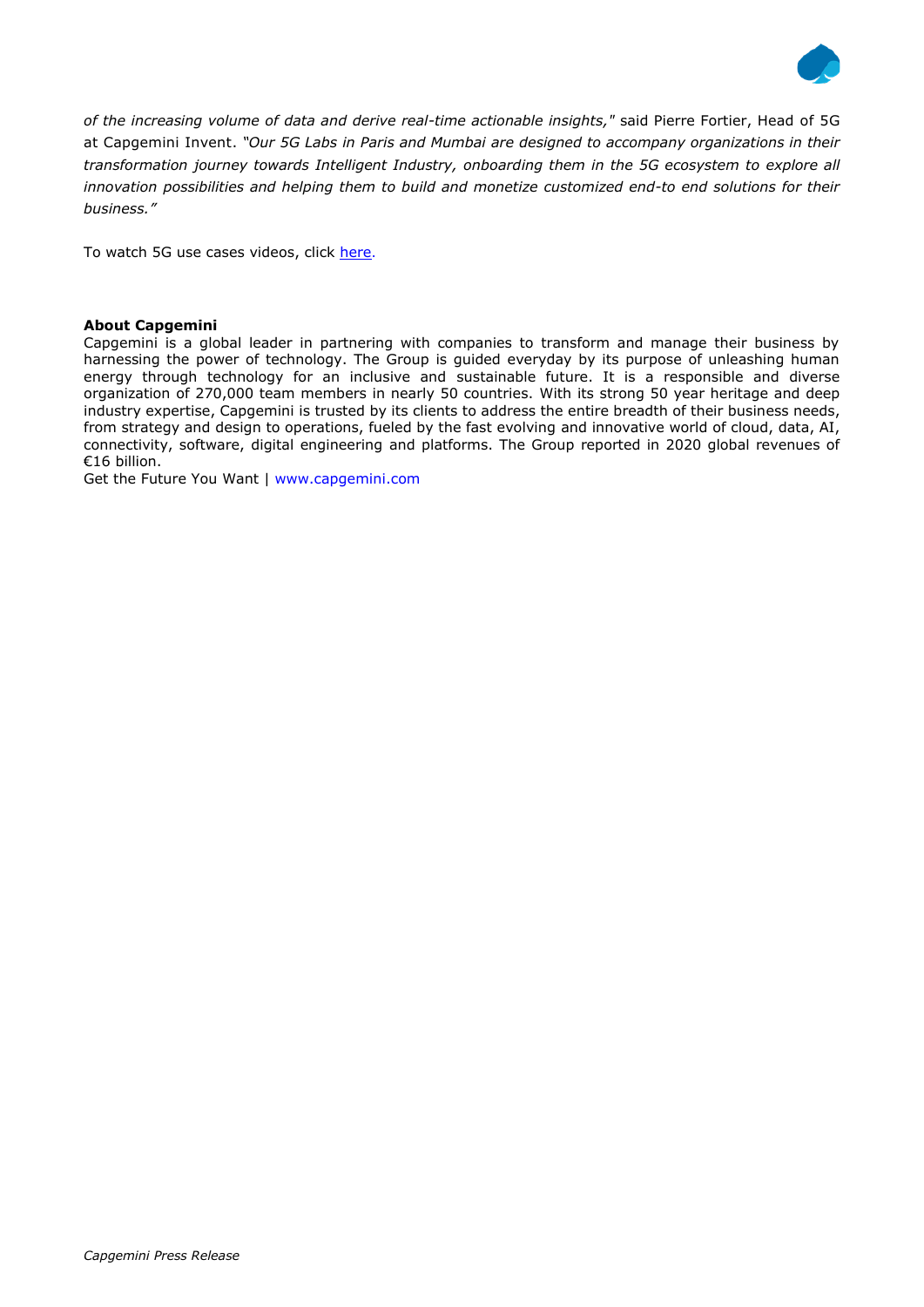*of the increasing volume of data and derive real-time actionable insights,"* said Pierre Fortier, Head of 5G at Capgemini Invent. *"Our 5G Labs in Paris and Mumbai are designed to accompany organizations in their transformation journey towards Intelligent Industry, onboarding them in the 5G ecosystem to explore all innovation possibilities and helping them to build and monetize customized end-to end solutions for their business."*

To watch 5G use cases videos, click here.

**About Capgemini**

Capgemini is a global leader in partnering with companies to transform and manage their business by harnessing the power of technology. The Group is guided everyday by its purpose of unleashing human energy through technology for an inclusive and sustainable future. It is a responsible and diverse organization of 270,000 team members in nearly 50 countries. With its strong 50 year heritage and deep industry expertise, Capgemini is trusted by its clients to address the entire breadth of their business needs, from strategy and design to operations, fueled by the fast evolving and innovative world of cloud, data, AI, connectivity, software, digital engineering and platforms. The Group reported in 2020 global revenues of €16 billion.

Get the Future You Want | www.capgemini.com